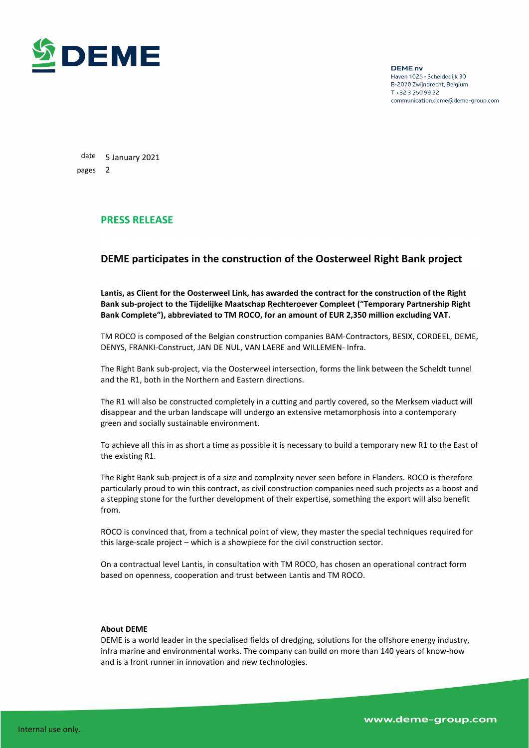**DEME nv**
Haven 1025 - Scheldedijk 30
B-2070 Zwijndrecht, Belgium
T +32 3 250 99 22
communication.deme@deme-group.com

date 5 January 2021
pages 2

## PRESS RELEASE

### DEME participates in the construction of the Oosterweel Right Bank project

**Lantis, as Client for the Oosterweel Link, has awarded the contract for the construction of the Right Bank sub-project to the Tijdelijke Maatschap Rechteroever Compleet ("Temporary Partnership Right Bank Complete"), abbreviated to TM ROCO, for an amount of EUR 2,350 million excluding VAT.**

TM ROCO is composed of the Belgian construction companies BAM-Contractors, BESIX, CORDEEL, DEME, DENYS, FRANKI-Construct, JAN DE NUL, VAN LAERE and WILLEMEN- Infra.

The Right Bank sub-project, via the Oosterweel intersection, forms the link between the Scheldt tunnel and the R1, both in the Northern and Eastern directions.

The R1 will also be constructed completely in a cutting and partly covered, so the Merksem viaduct will disappear and the urban landscape will undergo an extensive metamorphosis into a contemporary green and socially sustainable environment.

To achieve all this in as short a time as possible it is necessary to build a temporary new R1 to the East of the existing R1.

The Right Bank sub-project is of a size and complexity never seen before in Flanders. ROCO is therefore particularly proud to win this contract, as civil construction companies need such projects as a boost and a stepping stone for the further development of their expertise, something the export will also benefit from.

ROCO is convinced that, from a technical point of view, they master the special techniques required for this large-scale project – which is a showpiece for the civil construction sector.

On a contractual level Lantis, in consultation with TM ROCO, has chosen an operational contract form based on openness, cooperation and trust between Lantis and TM ROCO.

**About DEME**
DEME is a world leader in the specialised fields of dredging, solutions for the offshore energy industry, infra marine and environmental works. The company can build on more than 140 years of know-how and is a front runner in innovation and new technologies.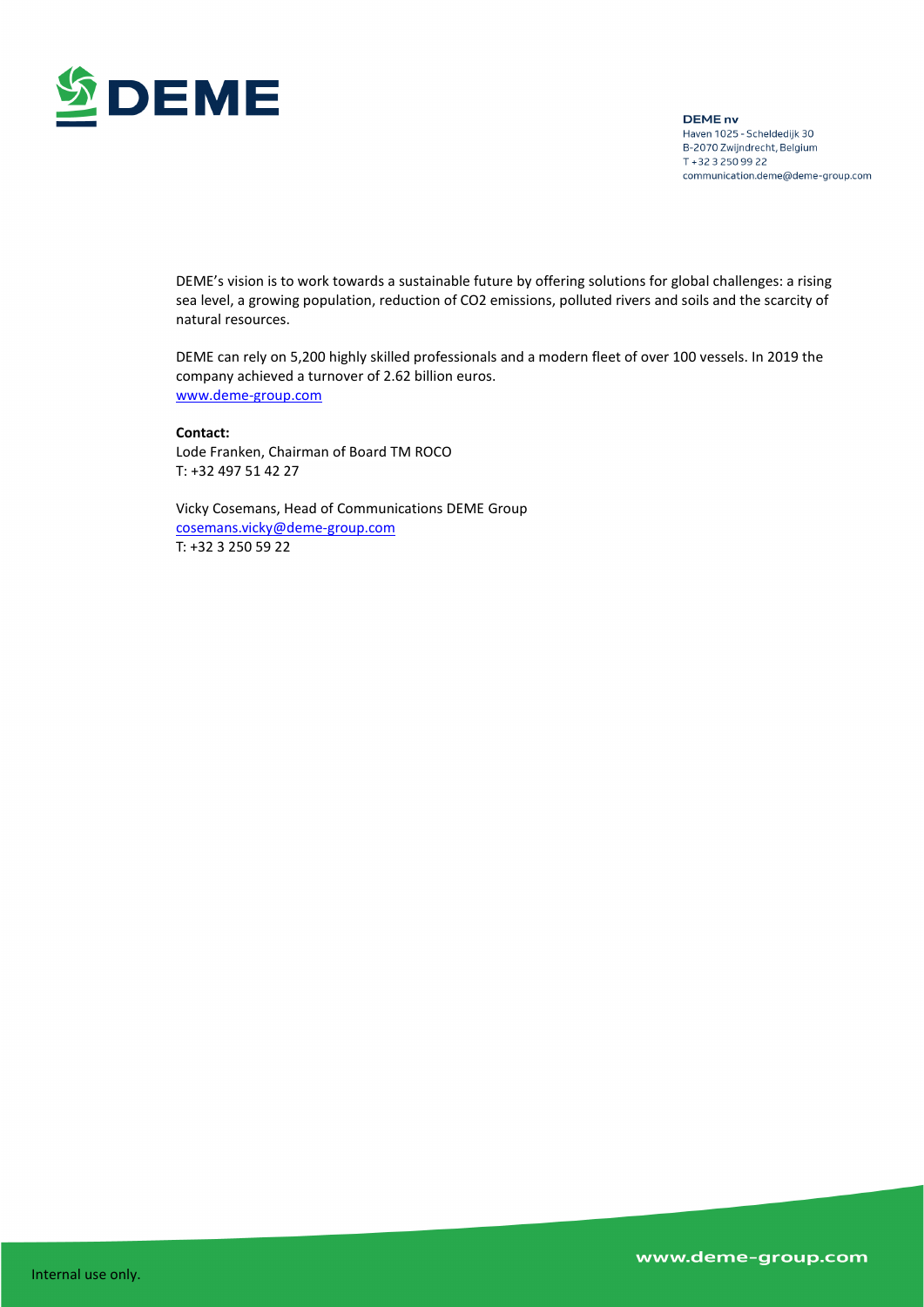DEME's vision is to work towards a sustainable future by offering solutions for global challenges: a rising sea level, a growing population, reduction of $CO_2$ emissions, polluted rivers and soils and the scarcity of natural resources.

DEME can rely on 5,200 highly skilled professionals and a modern fleet of over 100 vessels. In 2019 the company achieved a turnover of 2.62 billion euros.
www.deme-group.com

**Contact:**
Lode Franken, Chairman of Board TM ROCO
T: +32 497 51 42 27

Vicky Cosemans, Head of Communications DEME Group
cosemans.vicky@deme-group.com
T: +32 3 250 59 22